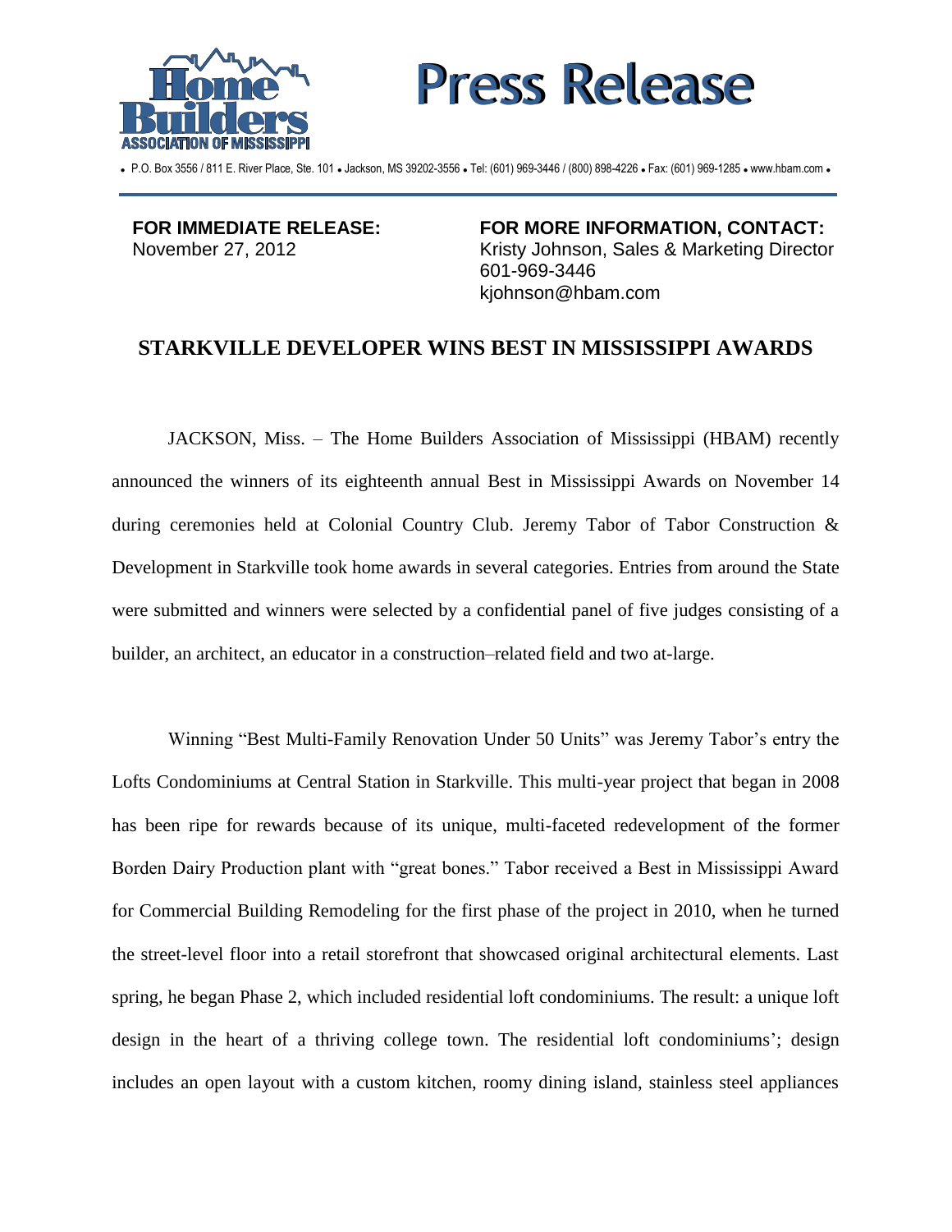# Press Release

Home Builders Association of Mississippi

• P.O. Box 3556 / 811 E. River Place, Ste. 101 • Jackson, MS 39202-3556 • Tel: (601) 969-3446 / (800) 898-4226 • Fax: (601) 969-1285 • www.hbam.com •

**FOR IMMEDIATE RELEASE:**
November 27, 2012

**FOR MORE INFORMATION, CONTACT:**
Kristy Johnson, Sales & Marketing Director
601-969-3446
kjohnson@hbam.com

## STARKVILLE DEVELOPER WINS BEST IN MISSISSIPPI AWARDS

JACKSON, Miss. – The Home Builders Association of Mississippi (HBAM) recently announced the winners of its eighteenth annual Best in Mississippi Awards on November 14 during ceremonies held at Colonial Country Club. Jeremy Tabor of Tabor Construction & Development in Starkville took home awards in several categories. Entries from around the State were submitted and winners were selected by a confidential panel of five judges consisting of a builder, an architect, an educator in a construction–related field and two at-large.

Winning "Best Multi-Family Renovation Under 50 Units" was Jeremy Tabor's entry the Lofts Condominiums at Central Station in Starkville. This multi-year project that began in 2008 has been ripe for rewards because of its unique, multi-faceted redevelopment of the former Borden Dairy Production plant with "great bones." Tabor received a Best in Mississippi Award for Commercial Building Remodeling for the first phase of the project in 2010, when he turned the street-level floor into a retail storefront that showcased original architectural elements. Last spring, he began Phase 2, which included residential loft condominiums. The result: a unique loft design in the heart of a thriving college town. The residential loft condominiums'; design includes an open layout with a custom kitchen, roomy dining island, stainless steel appliances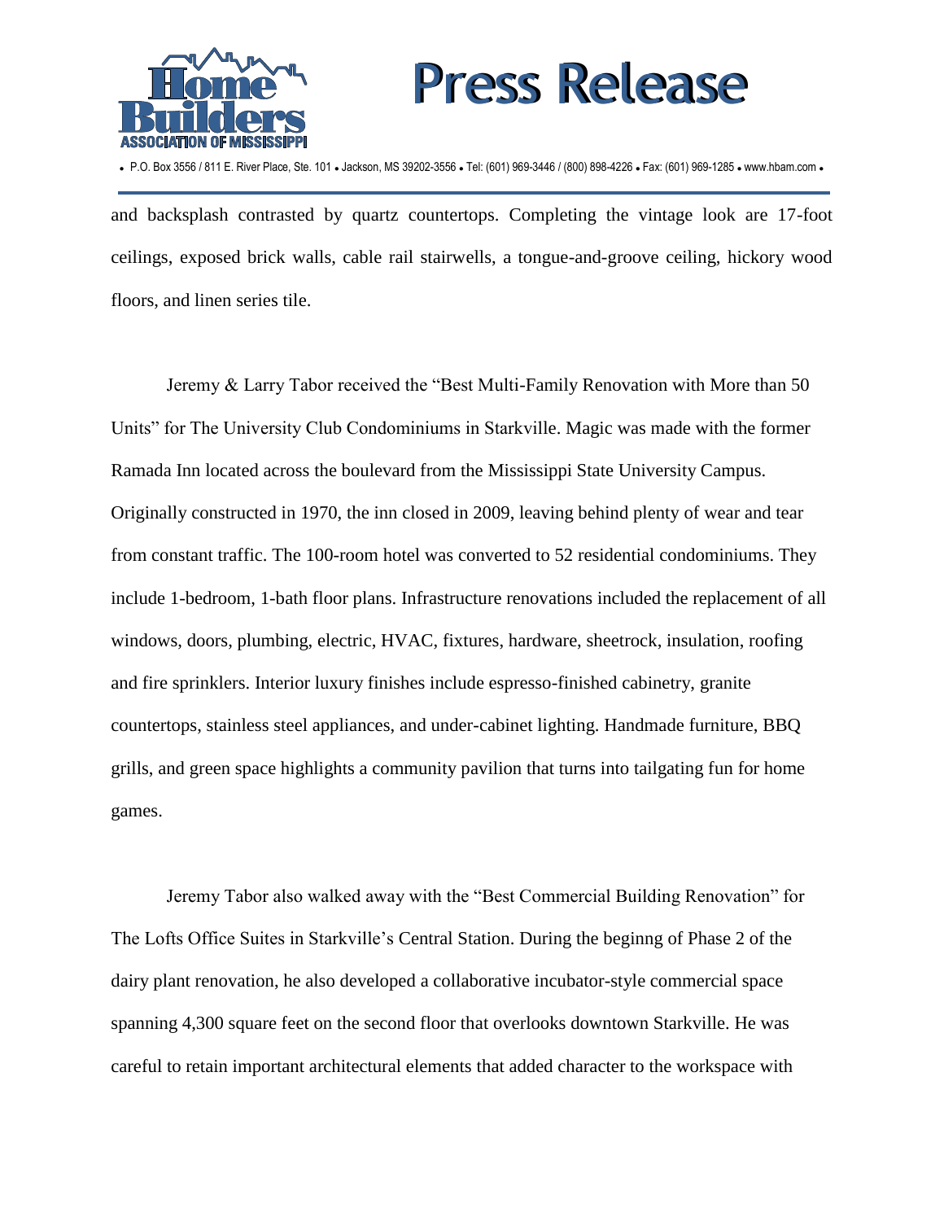and backsplash contrasted by quartz countertops. Completing the vintage look are 17-foot ceilings, exposed brick walls, cable rail stairwells, a tongue-and-groove ceiling, hickory wood floors, and linen series tile.

Jeremy & Larry Tabor received the "Best Multi-Family Renovation with More than 50 Units" for The University Club Condominiums in Starkville. Magic was made with the former Ramada Inn located across the boulevard from the Mississippi State University Campus. Originally constructed in 1970, the inn closed in 2009, leaving behind plenty of wear and tear from constant traffic. The 100-room hotel was converted to 52 residential condominiums. They include 1-bedroom, 1-bath floor plans. Infrastructure renovations included the replacement of all windows, doors, plumbing, electric, HVAC, fixtures, hardware, sheetrock, insulation, roofing and fire sprinklers. Interior luxury finishes include espresso-finished cabinetry, granite countertops, stainless steel appliances, and under-cabinet lighting. Handmade furniture, BBQ grills, and green space highlights a community pavilion that turns into tailgating fun for home games.

Jeremy Tabor also walked away with the "Best Commercial Building Renovation" for The Lofts Office Suites in Starkville's Central Station. During the beginng of Phase 2 of the dairy plant renovation, he also developed a collaborative incubator-style commercial space spanning 4,300 square feet on the second floor that overlooks downtown Starkville. He was careful to retain important architectural elements that added character to the workspace with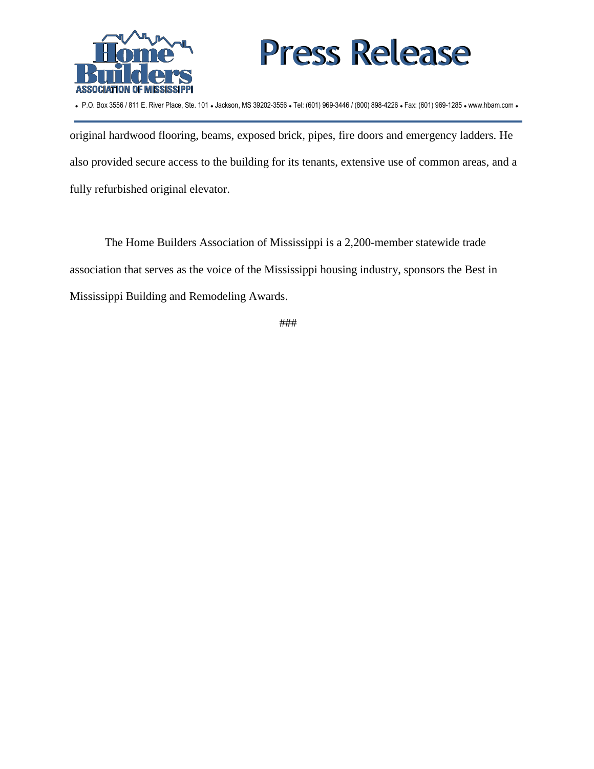original hardwood flooring, beams, exposed brick, pipes, fire doors and emergency ladders. He also provided secure access to the building for its tenants, extensive use of common areas, and a fully refurbished original elevator.

The Home Builders Association of Mississippi is a 2,200-member statewide trade association that serves as the voice of the Mississippi housing industry, sponsors the Best in Mississippi Building and Remodeling Awards.

###